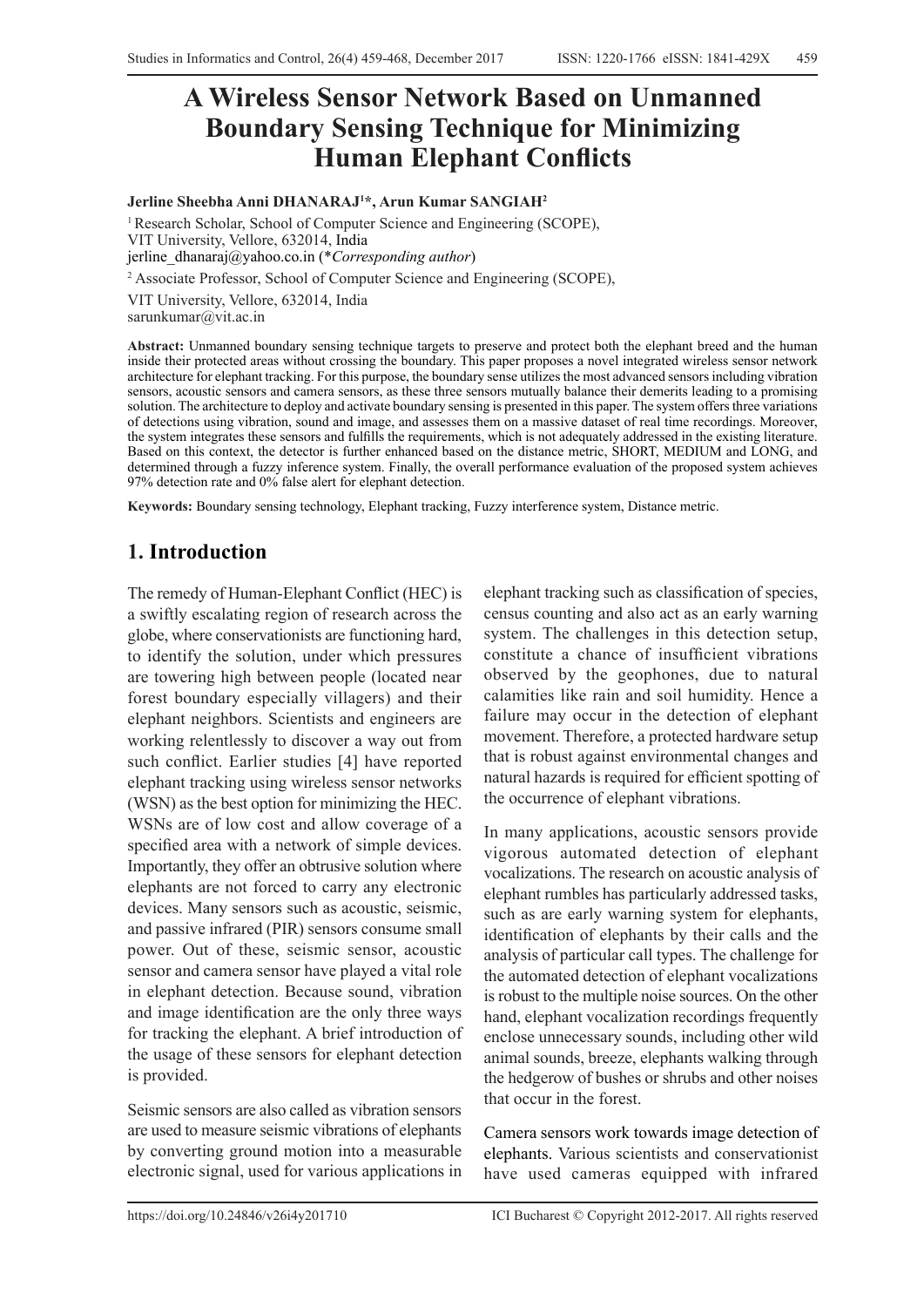# A Wireless Sensor Network Based on Unmanned Boundary Sensing Technique for Minimizing Human Elephant Conflicts

**Jerline Sheebha Anni DHANARAJ[1]*, Arun Kumar SANGIAH[2]**

[1] Research Scholar, School of Computer Science and Engineering (SCOPE), VIT University, Vellore, 632014, India
jerline_dhanaraj@yahoo.co.in (**Corresponding author*)

[2] Associate Professor, School of Computer Science and Engineering (SCOPE), VIT University, Vellore, 632014, India
sarunkumar@vit.ac.in

**Abstract:** Unmanned boundary sensing technique targets to preserve and protect both the elephant breed and the human inside their protected areas without crossing the boundary. This paper proposes a novel integrated wireless sensor network architecture for elephant tracking. For this purpose, the boundary sense utilizes the most advanced sensors including vibration sensors, acoustic sensors and camera sensors, as these three sensors mutually balance their demerits leading to a promising solution. The architecture to deploy and activate boundary sensing is presented in this paper. The system offers three variations of detections using vibration, sound and image, and assesses them on a massive dataset of real time recordings. Moreover, the system integrates these sensors and fulfills the requirements, which is not adequately addressed in the existing literature. Based on this context, the detector is further enhanced based on the distance metric, SHORT, MEDIUM and LONG, and determined through a fuzzy inference system. Finally, the overall performance evaluation of the proposed system achieves 97% detection rate and 0% false alert for elephant detection.

**Keywords:** Boundary sensing technology, Elephant tracking, Fuzzy interference system, Distance metric.

## 1. Introduction

The remedy of Human-Elephant Conflict (HEC) is a swiftly escalating region of research across the globe, where conservationists are functioning hard, to identify the solution, under which pressures are towering high between people (located near forest boundary especially villagers) and their elephant neighbors. Scientists and engineers are working relentlessly to discover a way out from such conflict. Earlier studies [4] have reported elephant tracking using wireless sensor networks (WSN) as the best option for minimizing the HEC. WSNs are of low cost and allow coverage of a specified area with a network of simple devices. Importantly, they offer an obtrusive solution where elephants are not forced to carry any electronic devices. Many sensors such as acoustic, seismic, and passive infrared (PIR) sensors consume small power. Out of these, seismic sensor, acoustic sensor and camera sensor have played a vital role in elephant detection. Because sound, vibration and image identification are the only three ways for tracking the elephant. A brief introduction of the usage of these sensors for elephant detection is provided.

Seismic sensors are also called as vibration sensors are used to measure seismic vibrations of elephants by converting ground motion into a measurable electronic signal, used for various applications in elephant tracking such as classification of species, census counting and also act as an early warning system. The challenges in this detection setup, constitute a chance of insufficient vibrations observed by the geophones, due to natural calamities like rain and soil humidity. Hence a failure may occur in the detection of elephant movement. Therefore, a protected hardware setup that is robust against environmental changes and natural hazards is required for efficient spotting of the occurrence of elephant vibrations.

In many applications, acoustic sensors provide vigorous automated detection of elephant vocalizations. The research on acoustic analysis of elephant rumbles has particularly addressed tasks, such as are early warning system for elephants, identification of elephants by their calls and the analysis of particular call types. The challenge for the automated detection of elephant vocalizations is robust to the multiple noise sources. On the other hand, elephant vocalization recordings frequently enclose unnecessary sounds, including other wild animal sounds, breeze, elephants walking through the hedgerow of bushes or shrubs and other noises that occur in the forest.

Camera sensors work towards image detection of elephants. Various scientists and conservationist have used cameras equipped with infrared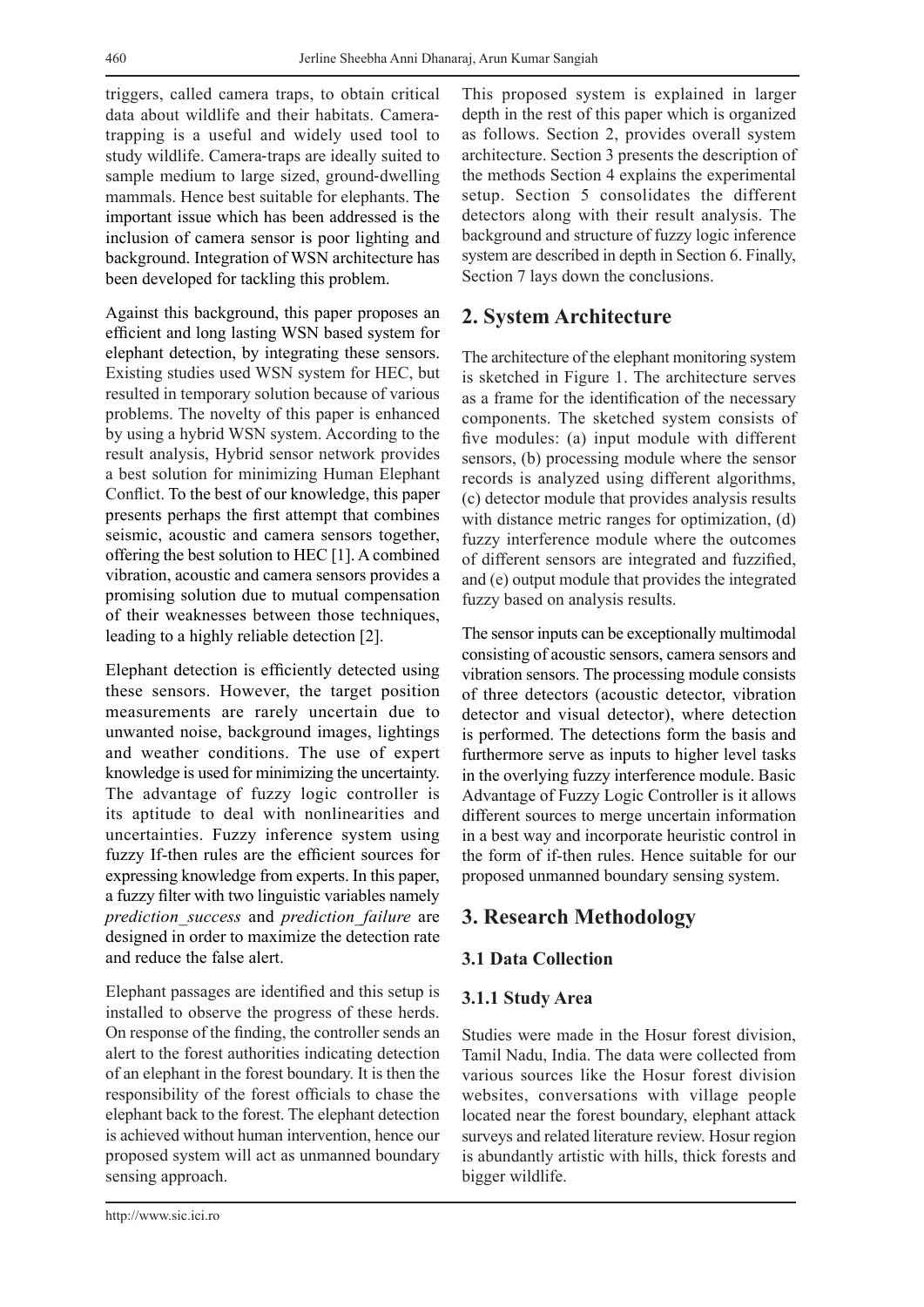triggers, called camera traps, to obtain critical data about wildlife and their habitats. Camera-trapping is a useful and widely used tool to study wildlife. Camera-traps are ideally suited to sample medium to large sized, ground-dwelling mammals. Hence best suitable for elephants. The important issue which has been addressed is the inclusion of camera sensor is poor lighting and background. Integration of WSN architecture has been developed for tackling this problem.

Against this background, this paper proposes an efficient and long lasting WSN based system for elephant detection, by integrating these sensors. Existing studies used WSN system for HEC, but resulted in temporary solution because of various problems. The novelty of this paper is enhanced by using a hybrid WSN system. According to the result analysis, Hybrid sensor network provides a best solution for minimizing Human Elephant Conflict. To the best of our knowledge, this paper presents perhaps the first attempt that combines seismic, acoustic and camera sensors together, offering the best solution to HEC [1]. A combined vibration, acoustic and camera sensors provides a promising solution due to mutual compensation of their weaknesses between those techniques, leading to a highly reliable detection [2].

Elephant detection is efficiently detected using these sensors. However, the target position measurements are rarely uncertain due to unwanted noise, background images, lightings and weather conditions. The use of expert knowledge is used for minimizing the uncertainty. The advantage of fuzzy logic controller is its aptitude to deal with nonlinearities and uncertainties. Fuzzy inference system using fuzzy If-then rules are the efficient sources for expressing knowledge from experts. In this paper, a fuzzy filter with two linguistic variables namely *prediction_success* and *prediction_failure* are designed in order to maximize the detection rate and reduce the false alert.

Elephant passages are identified and this setup is installed to observe the progress of these herds. On response of the finding, the controller sends an alert to the forest authorities indicating detection of an elephant in the forest boundary. It is then the responsibility of the forest officials to chase the elephant back to the forest. The elephant detection is achieved without human intervention, hence our proposed system will act as unmanned boundary sensing approach.

This proposed system is explained in larger depth in the rest of this paper which is organized as follows. Section 2, provides overall system architecture. Section 3 presents the description of the methods Section 4 explains the experimental setup. Section 5 consolidates the different detectors along with their result analysis. The background and structure of fuzzy logic inference system are described in depth in Section 6. Finally, Section 7 lays down the conclusions.

## 2. System Architecture

The architecture of the elephant monitoring system is sketched in Figure 1. The architecture serves as a frame for the identification of the necessary components. The sketched system consists of five modules: (a) input module with different sensors, (b) processing module where the sensor records is analyzed using different algorithms, (c) detector module that provides analysis results with distance metric ranges for optimization, (d) fuzzy interference module where the outcomes of different sensors are integrated and fuzzified, and (e) output module that provides the integrated fuzzy based on analysis results.

The sensor inputs can be exceptionally multimodal consisting of acoustic sensors, camera sensors and vibration sensors. The processing module consists of three detectors (acoustic detector, vibration detector and visual detector), where detection is performed. The detections form the basis and furthermore serve as inputs to higher level tasks in the overlying fuzzy interference module. Basic Advantage of Fuzzy Logic Controller is it allows different sources to merge uncertain information in a best way and incorporate heuristic control in the form of if-then rules. Hence suitable for our proposed unmanned boundary sensing system.

## 3. Research Methodology

### 3.1 Data Collection

#### 3.1.1 Study Area

Studies were made in the Hosur forest division, Tamil Nadu, India. The data were collected from various sources like the Hosur forest division websites, conversations with village people located near the forest boundary, elephant attack surveys and related literature review. Hosur region is abundantly artistic with hills, thick forests and bigger wildlife.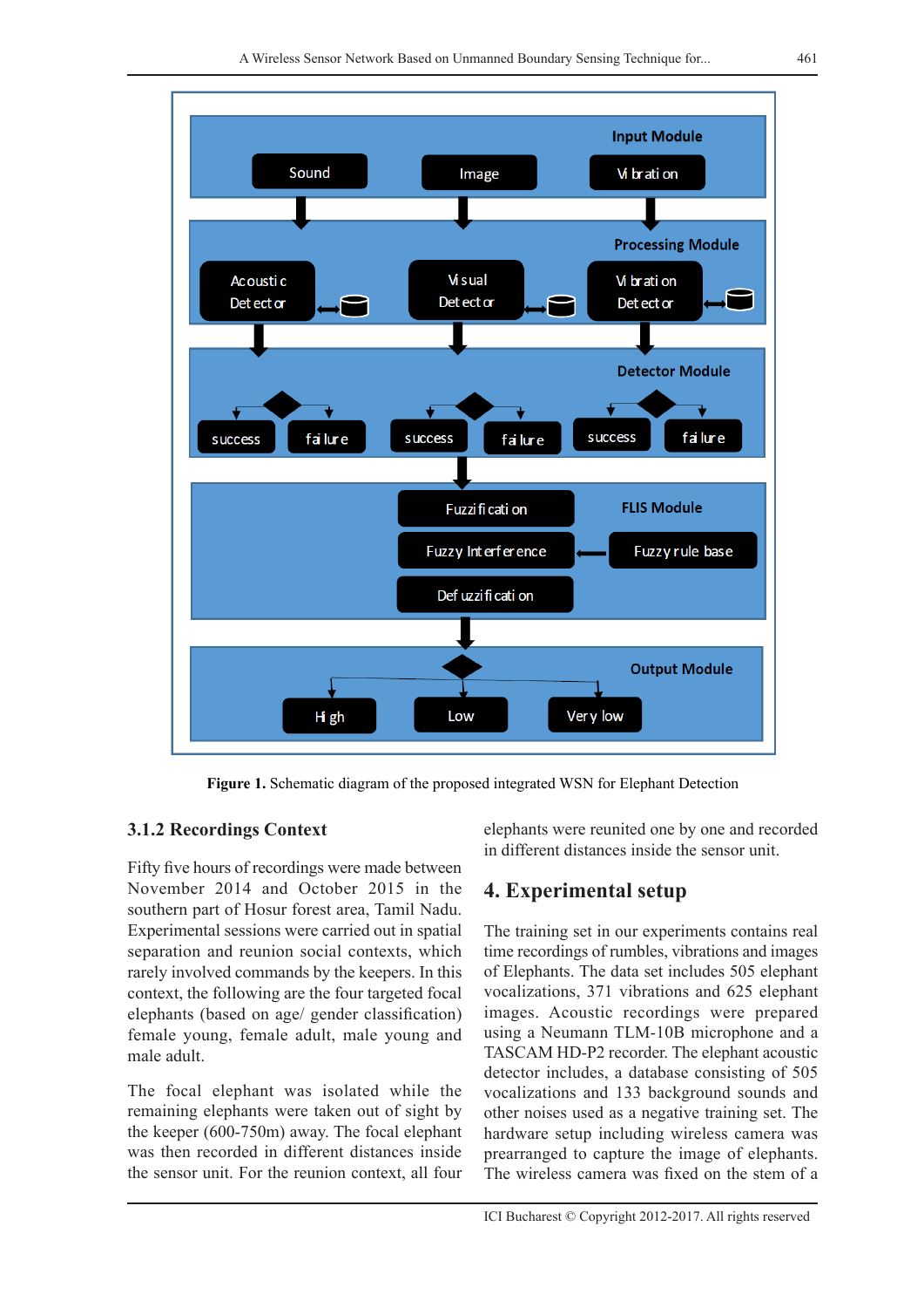Figure 1. Schematic diagram of the proposed integrated WSN for Elephant Detection

### 3.1.2 Recordings Context

Fifty five hours of recordings were made between November 2014 and October 2015 in the southern part of Hosur forest area, Tamil Nadu. Experimental sessions were carried out in spatial separation and reunion social contexts, which rarely involved commands by the keepers. In this context, the following are the four targeted focal elephants (based on age/ gender classification) female young, female adult, male young and male adult.

The focal elephant was isolated while the remaining elephants were taken out of sight by the keeper (600-750m) away. The focal elephant was then recorded in different distances inside the sensor unit. For the reunion context, all four elephants were reunited one by one and recorded in different distances inside the sensor unit.

## 4. Experimental setup

The training set in our experiments contains real time recordings of rumbles, vibrations and images of Elephants. The data set includes 505 elephant vocalizations, 371 vibrations and 625 elephant images. Acoustic recordings were prepared using a Neumann TLM-10B microphone and a TASCAM HD-P2 recorder. The elephant acoustic detector includes, a database consisting of 505 vocalizations and 133 background sounds and other noises used as a negative training set. The hardware setup including wireless camera was prearranged to capture the image of elephants. The wireless camera was fixed on the stem of a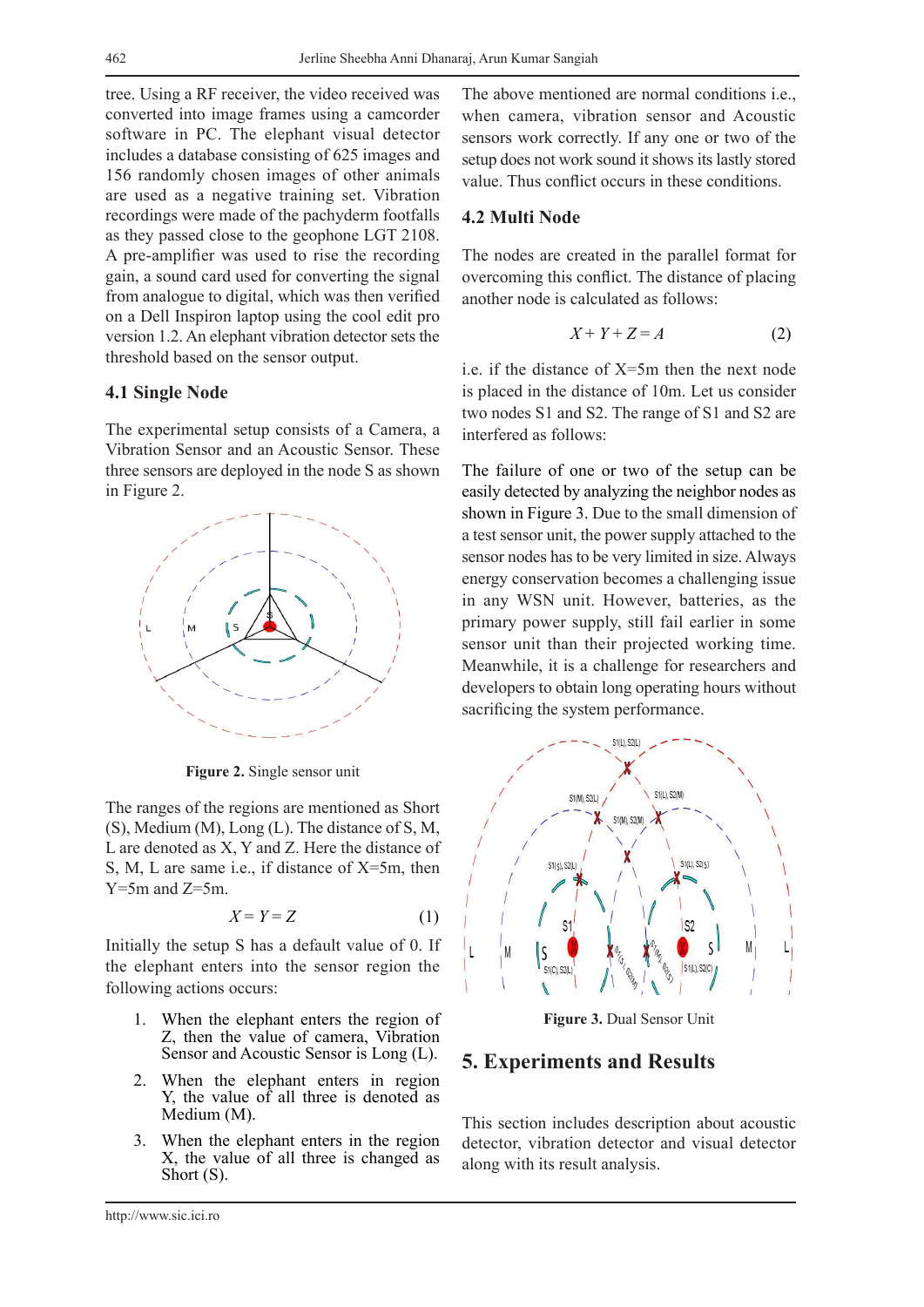tree. Using a RF receiver, the video received was converted into image frames using a camcorder software in PC. The elephant visual detector includes a database consisting of 625 images and 156 randomly chosen images of other animals are used as a negative training set. Vibration recordings were made of the pachyderm footfalls as they passed close to the geophone LGT 2108. A pre-amplifier was used to rise the recording gain, a sound card used for converting the signal from analogue to digital, which was then verified on a Dell Inspiron laptop using the cool edit pro version 1.2. An elephant vibration detector sets the threshold based on the sensor output.

### 4.1 Single Node

The experimental setup consists of a Camera, a Vibration Sensor and an Acoustic Sensor. These three sensors are deployed in the node S as shown in Figure 2.

**Figure 2.** Single sensor unit

The ranges of the regions are mentioned as Short (S), Medium (M), Long (L). The distance of S, M, L are denoted as X, Y and Z. Here the distance of S, M, L are same i.e., if distance of X=5m, then Y=5m and Z=5m.

$$X = Y = Z \qquad (1)$$

Initially the setup S has a default value of 0. If the elephant enters into the sensor region the following actions occurs:

1. When the elephant enters the region of Z, then the value of camera, Vibration Sensor and Acoustic Sensor is Long (L).
2. When the elephant enters in region Y, the value of all three is denoted as Medium (M).
3. When the elephant enters in the region X, the value of all three is changed as Short (S).

The above mentioned are normal conditions i.e., when camera, vibration sensor and Acoustic sensors work correctly. If any one or two of the setup does not work sound it shows its lastly stored value. Thus conflict occurs in these conditions.

### 4.2 Multi Node

The nodes are created in the parallel format for overcoming this conflict. The distance of placing another node is calculated as follows:

$$X + Y + Z = A \qquad (2)$$

i.e. if the distance of X=5m then the next node is placed in the distance of 10m. Let us consider two nodes S1 and S2. The range of S1 and S2 are interfered as follows:

The failure of one or two of the setup can be easily detected by analyzing the neighbor nodes as shown in Figure 3. Due to the small dimension of a test sensor unit, the power supply attached to the sensor nodes has to be very limited in size. Always energy conservation becomes a challenging issue in any WSN unit. However, batteries, as the primary power supply, still fail earlier in some sensor unit than their projected working time. Meanwhile, it is a challenge for researchers and developers to obtain long operating hours without sacrificing the system performance.

**Figure 3.** Dual Sensor Unit

## 5. Experiments and Results

This section includes description about acoustic detector, vibration detector and visual detector along with its result analysis.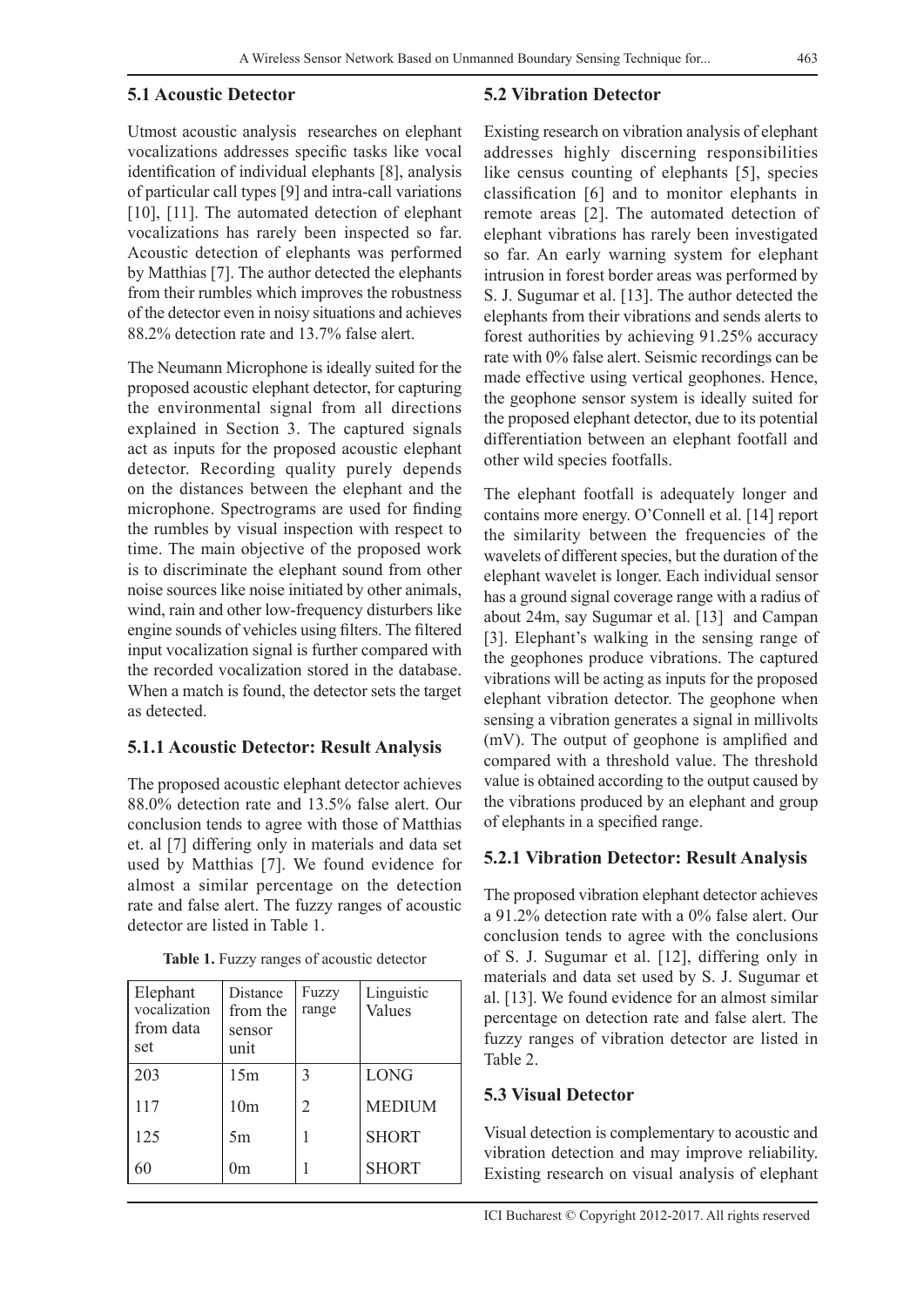### 5.1 Acoustic Detector

Utmost acoustic analysis researches on elephant vocalizations addresses specific tasks like vocal identification of individual elephants [8], analysis of particular call types [9] and intra-call variations [10], [11]. The automated detection of elephant vocalizations has rarely been inspected so far. Acoustic detection of elephants was performed by Matthias [7]. The author detected the elephants from their rumbles which improves the robustness of the detector even in noisy situations and achieves 88.2% detection rate and 13.7% false alert.

The Neumann Microphone is ideally suited for the proposed acoustic elephant detector, for capturing the environmental signal from all directions explained in Section 3. The captured signals act as inputs for the proposed acoustic elephant detector. Recording quality purely depends on the distances between the elephant and the microphone. Spectrograms are used for finding the rumbles by visual inspection with respect to time. The main objective of the proposed work is to discriminate the elephant sound from other noise sources like noise initiated by other animals, wind, rain and other low-frequency disturbers like engine sounds of vehicles using filters. The filtered input vocalization signal is further compared with the recorded vocalization stored in the database. When a match is found, the detector sets the target as detected.

#### 5.1.1 Acoustic Detector: Result Analysis

The proposed acoustic elephant detector achieves 88.0% detection rate and 13.5% false alert. Our conclusion tends to agree with those of Matthias et. al [7] differing only in materials and data set used by Matthias [7]. We found evidence for almost a similar percentage on the detection rate and false alert. The fuzzy ranges of acoustic detector are listed in Table 1.

**Table 1.** Fuzzy ranges of acoustic detector

| Elephant vocalization from data set | Distance from the sensor unit | Fuzzy range | Linguistic Values |
|---|---|---|---|
| 203 | 15m | 3 | LONG |
| 117 | 10m | 2 | MEDIUM |
| 125 | 5m | 1 | SHORT |
| 60 | 0m | 1 | SHORT |

### 5.2 Vibration Detector

Existing research on vibration analysis of elephant addresses highly discerning responsibilities like census counting of elephants [5], species classification [6] and to monitor elephants in remote areas [2]. The automated detection of elephant vibrations has rarely been investigated so far. An early warning system for elephant intrusion in forest border areas was performed by S. J. Sugumar et al. [13]. The author detected the elephants from their vibrations and sends alerts to forest authorities by achieving 91.25% accuracy rate with 0% false alert. Seismic recordings can be made effective using vertical geophones. Hence, the geophone sensor system is ideally suited for the proposed elephant detector, due to its potential differentiation between an elephant footfall and other wild species footfalls.

The elephant footfall is adequately longer and contains more energy. O'Connell et al. [14] report the similarity between the frequencies of the wavelets of different species, but the duration of the elephant wavelet is longer. Each individual sensor has a ground signal coverage range with a radius of about 24m, say Sugumar et al. [13] and Campan [3]. Elephant's walking in the sensing range of the geophones produce vibrations. The captured vibrations will be acting as inputs for the proposed elephant vibration detector. The geophone when sensing a vibration generates a signal in millivolts (mV). The output of geophone is amplified and compared with a threshold value. The threshold value is obtained according to the output caused by the vibrations produced by an elephant and group of elephants in a specified range.

#### 5.2.1 Vibration Detector: Result Analysis

The proposed vibration elephant detector achieves a 91.2% detection rate with a 0% false alert. Our conclusion tends to agree with the conclusions of S. J. Sugumar et al. [12], differing only in materials and data set used by S. J. Sugumar et al. [13]. We found evidence for an almost similar percentage on detection rate and false alert. The fuzzy ranges of vibration detector are listed in Table 2.

### 5.3 Visual Detector

Visual detection is complementary to acoustic and vibration detection and may improve reliability. Existing research on visual analysis of elephant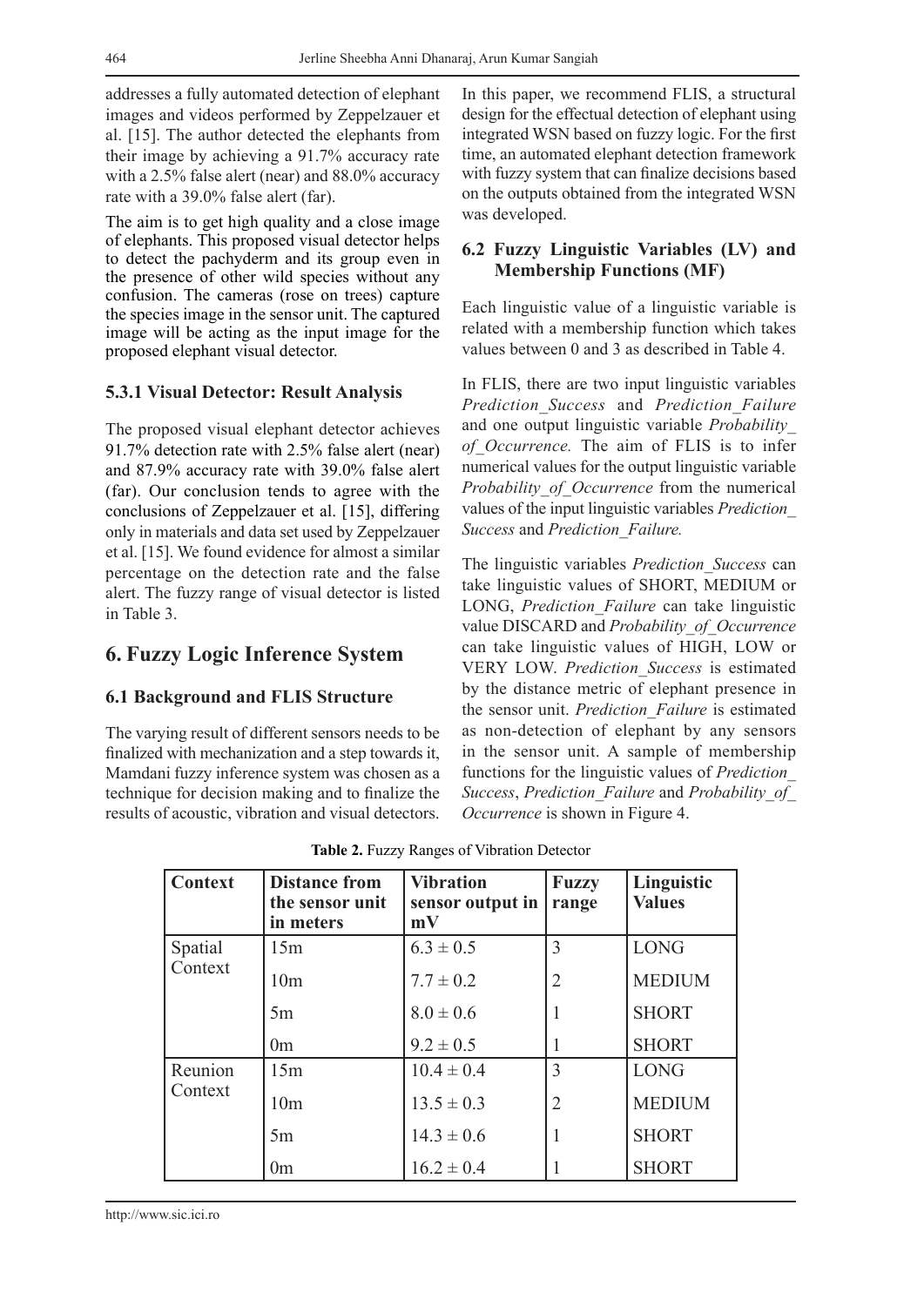addresses a fully automated detection of elephant images and videos performed by Zeppelzauer et al. [15]. The author detected the elephants from their image by achieving a 91.7% accuracy rate with a 2.5% false alert (near) and 88.0% accuracy rate with a 39.0% false alert (far).

The aim is to get high quality and a close image of elephants. This proposed visual detector helps to detect the pachyderm and its group even in the presence of other wild species without any confusion. The cameras (rose on trees) capture the species image in the sensor unit. The captured image will be acting as the input image for the proposed elephant visual detector.

### 5.3.1 Visual Detector: Result Analysis

The proposed visual elephant detector achieves 91.7% detection rate with 2.5% false alert (near) and 87.9% accuracy rate with 39.0% false alert (far). Our conclusion tends to agree with the conclusions of Zeppelzauer et al. [15], differing only in materials and data set used by Zeppelzauer et al. [15]. We found evidence for almost a similar percentage on the detection rate and the false alert. The fuzzy range of visual detector is listed in Table 3.

## 6. Fuzzy Logic Inference System

### 6.1 Background and FLIS Structure

The varying result of different sensors needs to be finalized with mechanization and a step towards it, Mamdani fuzzy inference system was chosen as a technique for decision making and to finalize the results of acoustic, vibration and visual detectors. In this paper, we recommend FLIS, a structural design for the effectual detection of elephant using integrated WSN based on fuzzy logic. For the first time, an automated elephant detection framework with fuzzy system that can finalize decisions based on the outputs obtained from the integrated WSN was developed.

### 6.2 Fuzzy Linguistic Variables (LV) and Membership Functions (MF)

Each linguistic value of a linguistic variable is related with a membership function which takes values between 0 and 3 as described in Table 4.

In FLIS, there are two input linguistic variables *Prediction_Success* and *Prediction_Failure* and one output linguistic variable *Probability_of_Occurrence.* The aim of FLIS is to infer numerical values for the output linguistic variable *Probability_of_Occurrence* from the numerical values of the input linguistic variables *Prediction_Success* and *Prediction_Failure.*

The linguistic variables *Prediction_Success* can take linguistic values of SHORT, MEDIUM or LONG, *Prediction_Failure* can take linguistic value DISCARD and *Probability_of_Occurrence* can take linguistic values of HIGH, LOW or VERY LOW. *Prediction_Success* is estimated by the distance metric of elephant presence in the sensor unit. *Prediction_Failure* is estimated as non-detection of elephant by any sensors in the sensor unit. A sample of membership functions for the linguistic values of *Prediction_Success*, *Prediction_Failure* and *Probability_of_Occurrence* is shown in Figure 4.

**Table 2.** Fuzzy Ranges of Vibration Detector

| Context | Distance from the sensor unit in meters | Vibration sensor output in mV | Fuzzy range | Linguistic Values |
|---|---|---|---|---|
| Spatial Context | 15m | $6.3 \pm 0.5$ | 3 | LONG |
| | 10m | $7.7 \pm 0.2$ | 2 | MEDIUM |
| | 5m | $8.0 \pm 0.6$ | 1 | SHORT |
| | 0m | $9.2 \pm 0.5$ | 1 | SHORT |
| Reunion Context | 15m | $10.4 \pm 0.4$ | 3 | LONG |
| | 10m | $13.5 \pm 0.3$ | 2 | MEDIUM |
| | 5m | $14.3 \pm 0.6$ | 1 | SHORT |
| | 0m | $16.2 \pm 0.4$ | 1 | SHORT |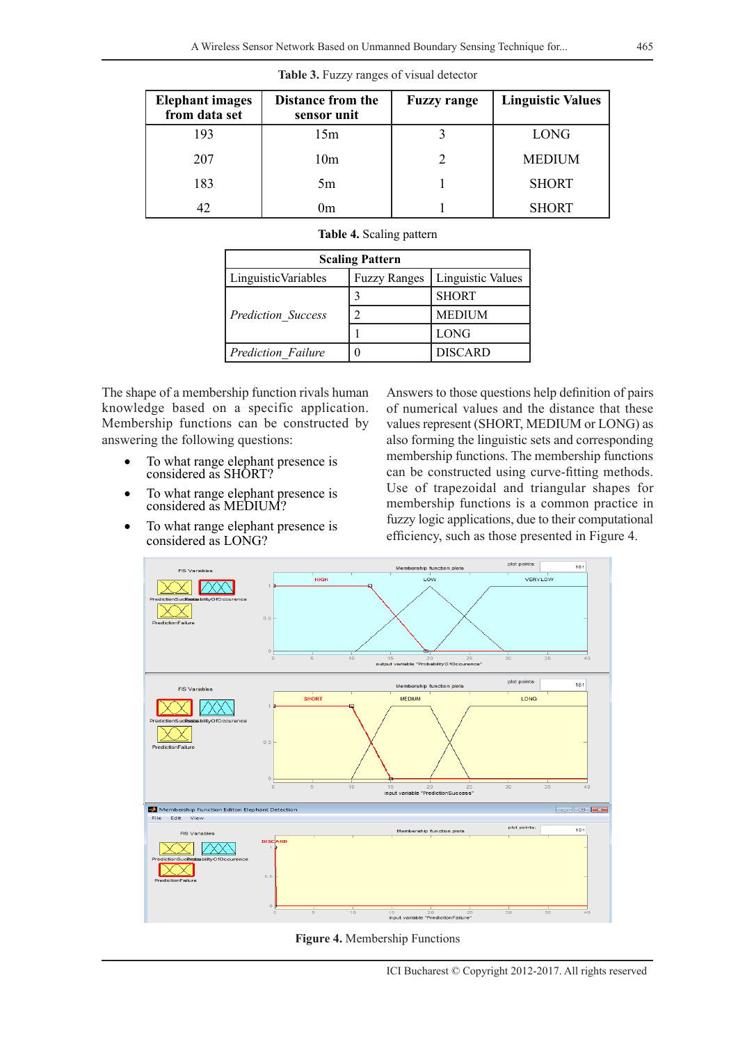**Table 3.** Fuzzy ranges of visual detector

| Elephant images from data set | Distance from the sensor unit | Fuzzy range | Linguistic Values |
|---|---|---|---|
| 193 | 15m | 3 | LONG |
| 207 | 10m | 2 | MEDIUM |
| 183 | 5m | 1 | SHORT |
| 42 | 0m | 1 | SHORT |

**Table 4.** Scaling pattern

| Scaling Pattern | | |
|---|---|---|
| LinguisticVariables | Fuzzy Ranges | Linguistic Values |
| *Prediction_Success* | 3 | SHORT |
| | 2 | MEDIUM |
| | 1 | LONG |
| *Prediction_Failure* | 0 | DISCARD |

The shape of a membership function rivals human knowledge based on a specific application. Membership functions can be constructed by answering the following questions:

- To what range elephant presence is considered as SHORT?
- To what range elephant presence is considered as MEDIUM?
- To what range elephant presence is considered as LONG?

Answers to those questions help definition of pairs of numerical values and the distance that these values represent (SHORT, MEDIUM or LONG) as also forming the linguistic sets and corresponding membership functions. The membership functions can be constructed using curve-fitting methods. Use of trapezoidal and triangular shapes for membership functions is a common practice in fuzzy logic applications, due to their computational efficiency, such as those presented in Figure 4.

**Figure 4.** Membership Functions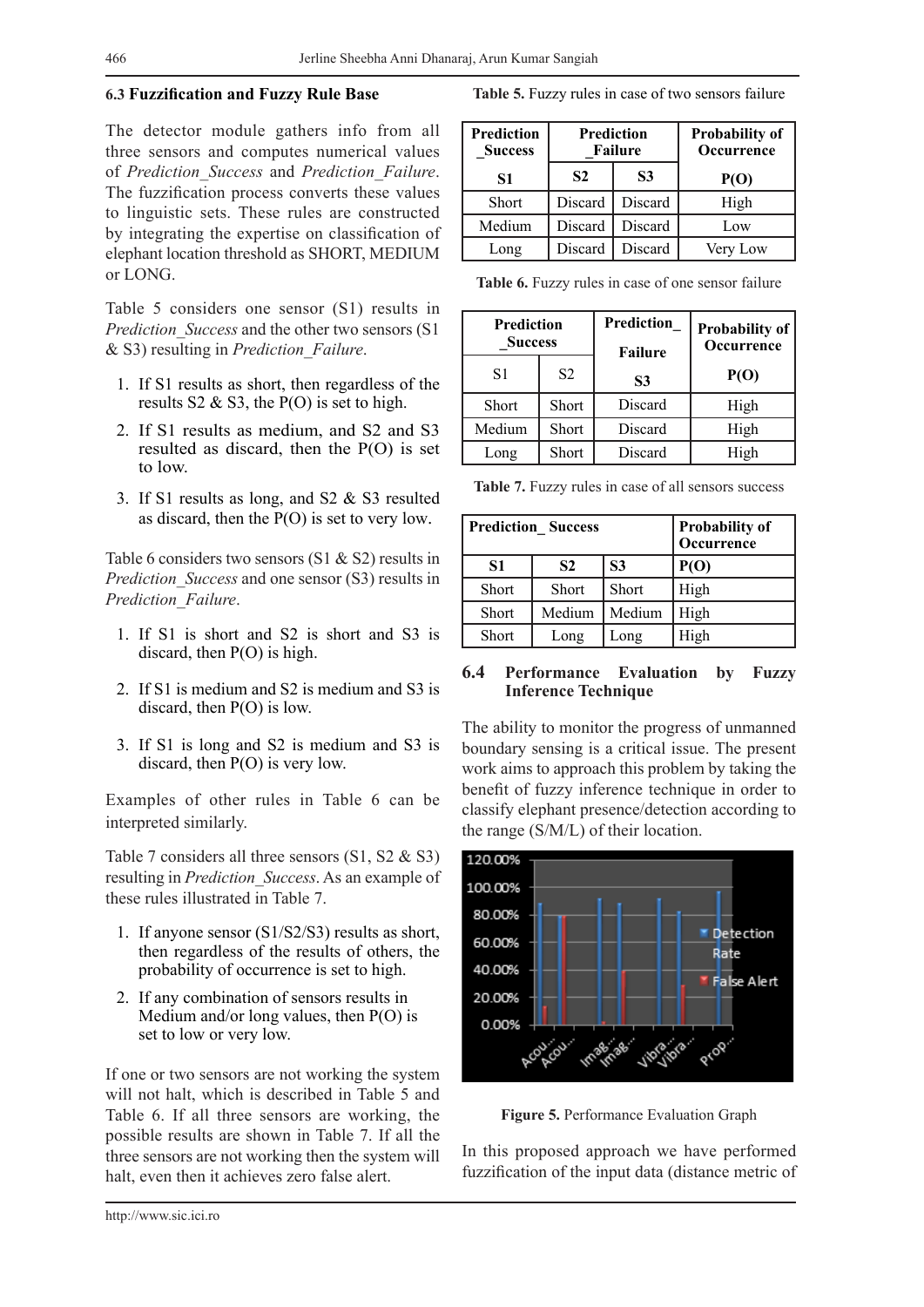### 6.3 Fuzzification and Fuzzy Rule Base

The detector module gathers info from all three sensors and computes numerical values of *Prediction_Success* and *Prediction_Failure*. The fuzzification process converts these values to linguistic sets. These rules are constructed by integrating the expertise on classification of elephant location threshold as SHORT, MEDIUM or LONG.

Table 5 considers one sensor (S1) results in *Prediction_Success* and the other two sensors (S1 & S3) resulting in *Prediction_Failure*.

1. If S1 results as short, then regardless of the results S2 & S3, the P(O) is set to high.
2. If S1 results as medium, and S2 and S3 resulted as discard, then the P(O) is set to low.
3. If S1 results as long, and S2 & S3 resulted as discard, then the P(O) is set to very low.

Table 6 considers two sensors (S1 & S2) results in *Prediction_Success* and one sensor (S3) results in *Prediction_Failure*.

1. If S1 is short and S2 is short and S3 is discard, then P(O) is high.
2. If S1 is medium and S2 is medium and S3 is discard, then P(O) is low.
3. If S1 is long and S2 is medium and S3 is discard, then P(O) is very low.

Examples of other rules in Table 6 can be interpreted similarly.

Table 7 considers all three sensors (S1, S2 & S3) resulting in *Prediction_Success*. As an example of these rules illustrated in Table 7.

1. If anyone sensor (S1/S2/S3) results as short, then regardless of the results of others, the probability of occurrence is set to high.
2. If any combination of sensors results in Medium and/or long values, then P(O) is set to low or very low.

If one or two sensors are not working the system will not halt, which is described in Table 5 and Table 6. If all three sensors are working, the possible results are shown in Table 7. If all the three sensors are not working then the system will halt, even then it achieves zero false alert.

**Table 5.** Fuzzy rules in case of two sensors failure

| Prediction _Success | Prediction _Failure | | Probability of Occurrence |
|---|---|---|---|
| **S1** | **S2** | **S3** | **P(O)** |
| Short | Discard | Discard | High |
| Medium | Discard | Discard | Low |
| Long | Discard | Discard | Very Low |

**Table 6.** Fuzzy rules in case of one sensor failure

| Prediction _Success | | Prediction_ Failure | Probability of Occurrence |
|---|---|---|---|
| S1 | S2 | **S3** | **P(O)** |
| Short | Short | Discard | High |
| Medium | Short | Discard | High |
| Long | Short | Discard | High |

**Table 7.** Fuzzy rules in case of all sensors success

| Prediction_ Success | | | Probability of Occurrence |
|---|---|---|---|
| **S1** | **S2** | **S3** | **P(O)** |
| Short | Short | Short | High |
| Short | Medium | Medium | High |
| Short | Long | Long | High |

### 6.4 Performance Evaluation by Fuzzy Inference Technique

The ability to monitor the progress of unmanned boundary sensing is a critical issue. The present work aims to approach this problem by taking the benefit of fuzzy inference technique in order to classify elephant presence/detection according to the range (S/M/L) of their location.

**Figure 5.** Performance Evaluation Graph

In this proposed approach we have performed fuzzification of the input data (distance metric of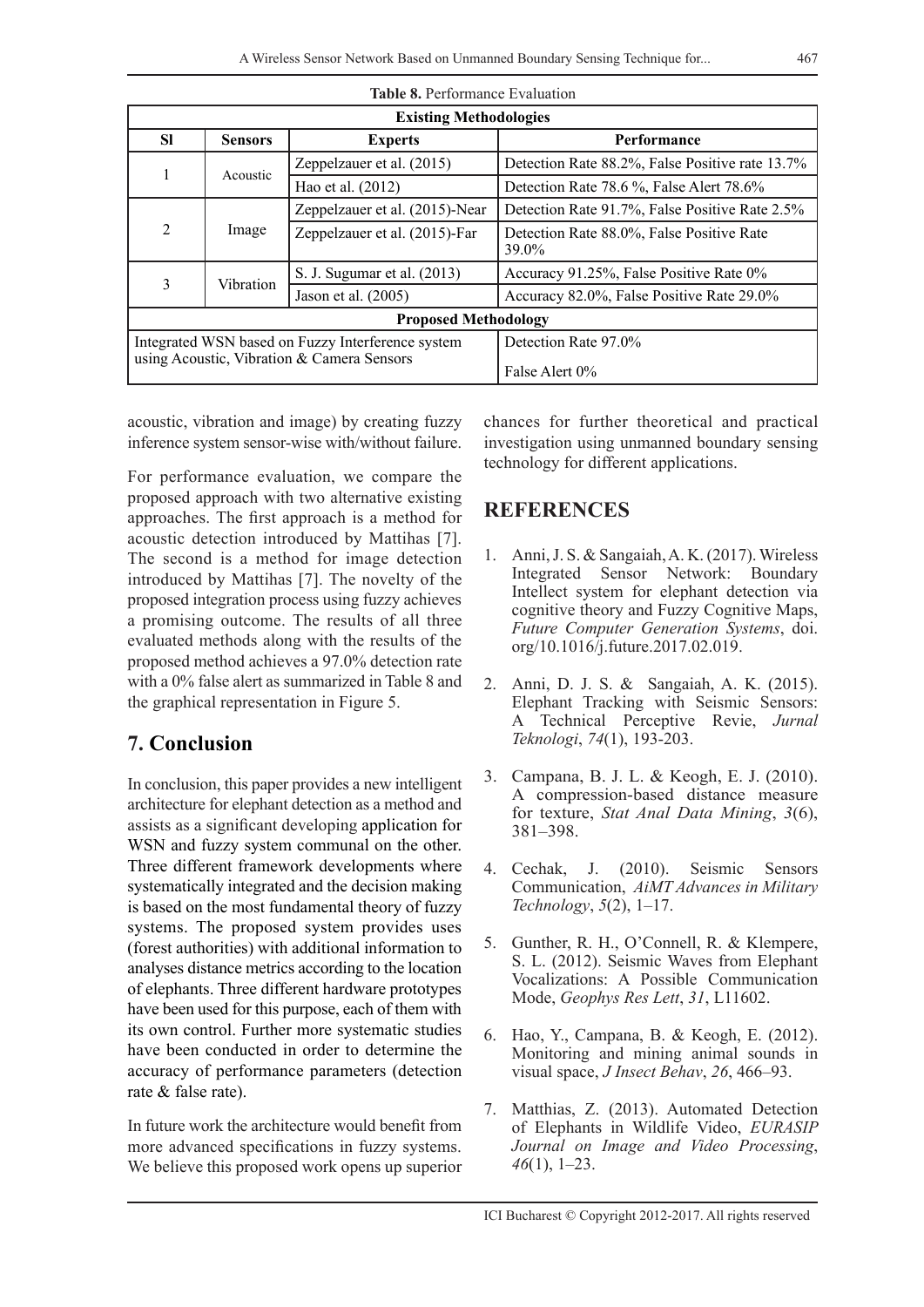**Table 8.** Performance Evaluation

| Existing Methodologies | | | |
|---|---|---|---|
| **Sl** | **Sensors** | **Experts** | **Performance** |
| 1 | Acoustic | Zeppelzauer et al. (2015) | Detection Rate 88.2%, False Positive rate 13.7% |
| | | Hao et al. (2012) | Detection Rate 78.6 %, False Alert 78.6% |
| 2 | Image | Zeppelzauer et al. (2015)-Near | Detection Rate 91.7%, False Positive Rate 2.5% |
| | | Zeppelzauer et al. (2015)-Far | Detection Rate 88.0%, False Positive Rate 39.0% |
| 3 | Vibration | S. J. Sugumar et al. (2013) | Accuracy 91.25%, False Positive Rate 0% |
| | | Jason et al. (2005) | Accuracy 82.0%, False Positive Rate 29.0% |
| **Proposed Methodology** | | | |
| Integrated WSN based on Fuzzy Interference system using Acoustic, Vibration & Camera Sensors | | | Detection Rate 97.0% |
| | | | False Alert 0% |

acoustic, vibration and image) by creating fuzzy inference system sensor-wise with/without failure.

For performance evaluation, we compare the proposed approach with two alternative existing approaches. The first approach is a method for acoustic detection introduced by Mattihas [7]. The second is a method for image detection introduced by Mattihas [7]. The novelty of the proposed integration process using fuzzy achieves a promising outcome. The results of all three evaluated methods along with the results of the proposed method achieves a 97.0% detection rate with a 0% false alert as summarized in Table 8 and the graphical representation in Figure 5.

## 7. Conclusion

In conclusion, this paper provides a new intelligent architecture for elephant detection as a method and assists as a significant developing application for WSN and fuzzy system communal on the other. Three different framework developments where systematically integrated and the decision making is based on the most fundamental theory of fuzzy systems. The proposed system provides uses (forest authorities) with additional information to analyses distance metrics according to the location of elephants. Three different hardware prototypes have been used for this purpose, each of them with its own control. Further more systematic studies have been conducted in order to determine the accuracy of performance parameters (detection rate & false rate).

In future work the architecture would benefit from more advanced specifications in fuzzy systems. We believe this proposed work opens up superior chances for further theoretical and practical investigation using unmanned boundary sensing technology for different applications.

## REFERENCES

1. Anni, J. S. & Sangaiah, A. K. (2017). Wireless Integrated Sensor Network: Boundary Intellect system for elephant detection via cognitive theory and Fuzzy Cognitive Maps, *Future Computer Generation Systems*, doi.org/10.1016/j.future.2017.02.019.

2. Anni, D. J. S. & Sangaiah, A. K. (2015). Elephant Tracking with Seismic Sensors: A Technical Perceptive Revie, *Jurnal Teknologi*, *74*(1), 193-203.

3. Campana, B. J. L. & Keogh, E. J. (2010). A compression-based distance measure for texture, *Stat Anal Data Mining*, *3*(6), 381–398.

4. Cechak, J. (2010). Seismic Sensors Communication, *AiMT Advances in Military Technology*, *5*(2), 1–17.

5. Gunther, R. H., O'Connell, R. & Klempere, S. L. (2012). Seismic Waves from Elephant Vocalizations: A Possible Communication Mode, *Geophys Res Lett*, *31*, L11602.

6. Hao, Y., Campana, B. & Keogh, E. (2012). Monitoring and mining animal sounds in visual space, *J Insect Behav*, *26*, 466–93.

7. Matthias, Z. (2013). Automated Detection of Elephants in Wildlife Video, *EURASIP Journal on Image and Video Processing*, *46*(1), 1–23.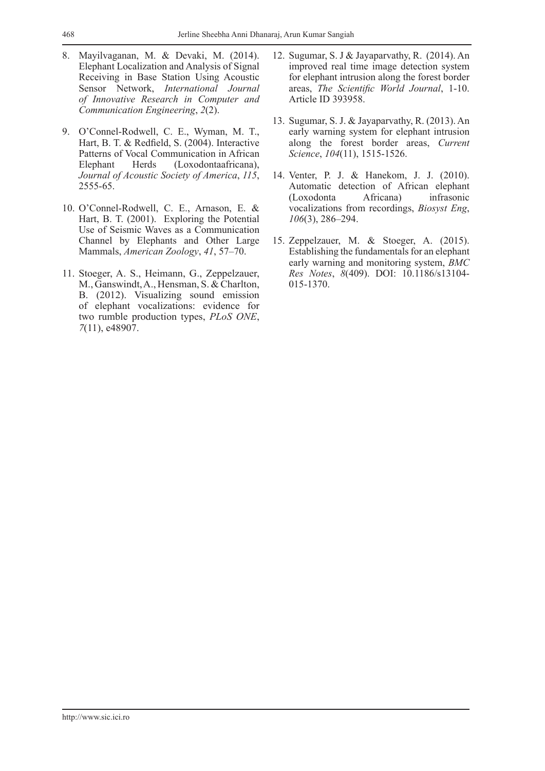8. Mayilvaganan, M. & Devaki, M. (2014). Elephant Localization and Analysis of Signal Receiving in Base Station Using Acoustic Sensor Network, *International Journal of Innovative Research in Computer and Communication Engineering*, *2*(2).

9. O'Connel-Rodwell, C. E., Wyman, M. T., Hart, B. T. & Redfield, S. (2004). Interactive Patterns of Vocal Communication in African Elephant Herds (Loxodontaafricana), *Journal of Acoustic Society of America*, *115*, 2555-65.

10. O'Connel-Rodwell, C. E., Arnason, E. & Hart, B. T. (2001). Exploring the Potential Use of Seismic Waves as a Communication Channel by Elephants and Other Large Mammals, *American Zoology*, *41*, 57–70.

11. Stoeger, A. S., Heimann, G., Zeppelzauer, M., Ganswindt, A., Hensman, S. & Charlton, B. (2012). Visualizing sound emission of elephant vocalizations: evidence for two rumble production types, *PLoS ONE*, *7*(11), e48907.

12. Sugumar, S. J & Jayaparvathy, R. (2014). An improved real time image detection system for elephant intrusion along the forest border areas, *The Scientific World Journal*, 1-10. Article ID 393958.

13. Sugumar, S. J. & Jayaparvathy, R. (2013). An early warning system for elephant intrusion along the forest border areas, *Current Science*, *104*(11), 1515-1526.

14. Venter, P. J. & Hanekom, J. J. (2010). Automatic detection of African elephant (Loxodonta Africana) infrasonic vocalizations from recordings, *Biosyst Eng*, *106*(3), 286–294.

15. Zeppelzauer, M. & Stoeger, A. (2015). Establishing the fundamentals for an elephant early warning and monitoring system, *BMC Res Notes*, *8*(409). DOI: 10.1186/s13104-015-1370.